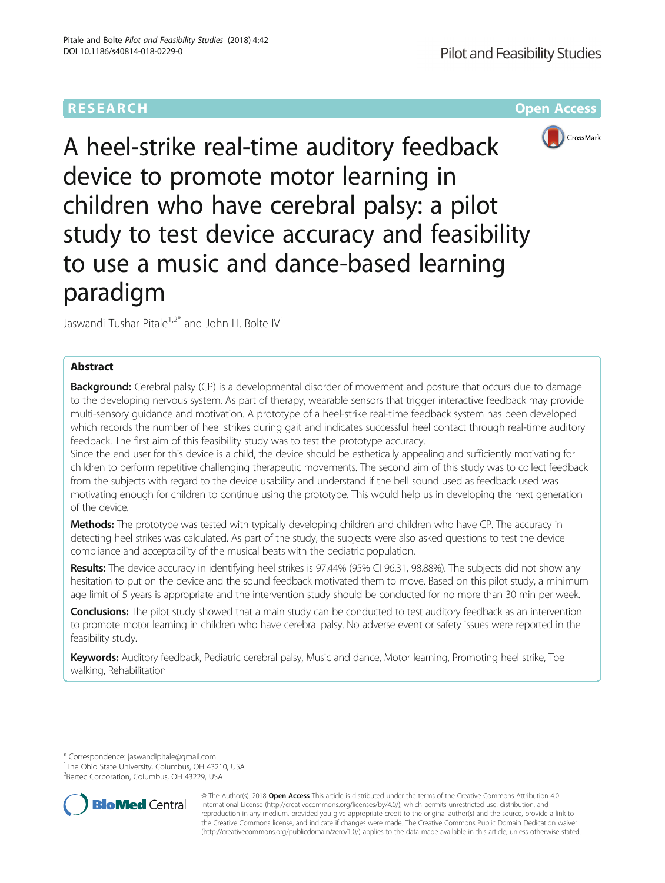RESEARCH Open Access

# A heel-strike real-time auditory feedback device to promote motor learning in children who have cerebral palsy: a pilot study to test device accuracy and feasibility to use a music and dance-based learning paradigm

Jaswandi Tushar Pitale[1,2*] and John H. Bolte IV[1]

## Abstract

**Background:** Cerebral palsy (CP) is a developmental disorder of movement and posture that occurs due to damage to the developing nervous system. As part of therapy, wearable sensors that trigger interactive feedback may provide multi-sensory guidance and motivation. A prototype of a heel-strike real-time feedback system has been developed which records the number of heel strikes during gait and indicates successful heel contact through real-time auditory feedback. The first aim of this feasibility study was to test the prototype accuracy.

Since the end user for this device is a child, the device should be esthetically appealing and sufficiently motivating for children to perform repetitive challenging therapeutic movements. The second aim of this study was to collect feedback from the subjects with regard to the device usability and understand if the bell sound used as feedback used was motivating enough for children to continue using the prototype. This would help us in developing the next generation of the device.

**Methods:** The prototype was tested with typically developing children and children who have CP. The accuracy in detecting heel strikes was calculated. As part of the study, the subjects were also asked questions to test the device compliance and acceptability of the musical beats with the pediatric population.

**Results:** The device accuracy in identifying heel strikes is 97.44% (95% CI 96.31, 98.88%). The subjects did not show any hesitation to put on the device and the sound feedback motivated them to move. Based on this pilot study, a minimum age limit of 5 years is appropriate and the intervention study should be conducted for no more than 30 min per week.

**Conclusions:** The pilot study showed that a main study can be conducted to test auditory feedback as an intervention to promote motor learning in children who have cerebral palsy. No adverse event or safety issues were reported in the feasibility study.

**Keywords:** Auditory feedback, Pediatric cerebral palsy, Music and dance, Motor learning, Promoting heel strike, Toe walking, Rehabilitation

* Correspondence: jaswandipitale@gmail.com
[1]The Ohio State University, Columbus, OH 43210, USA
[2]Bertec Corporation, Columbus, OH 43229, USA

© The Author(s). 2018 **Open Access** This article is distributed under the terms of the Creative Commons Attribution 4.0 International License (http://creativecommons.org/licenses/by/4.0/), which permits unrestricted use, distribution, and reproduction in any medium, provided you give appropriate credit to the original author(s) and the source, provide a link to the Creative Commons license, and indicate if changes were made. The Creative Commons Public Domain Dedication waiver (http://creativecommons.org/publicdomain/zero/1.0/) applies to the data made available in this article, unless otherwise stated.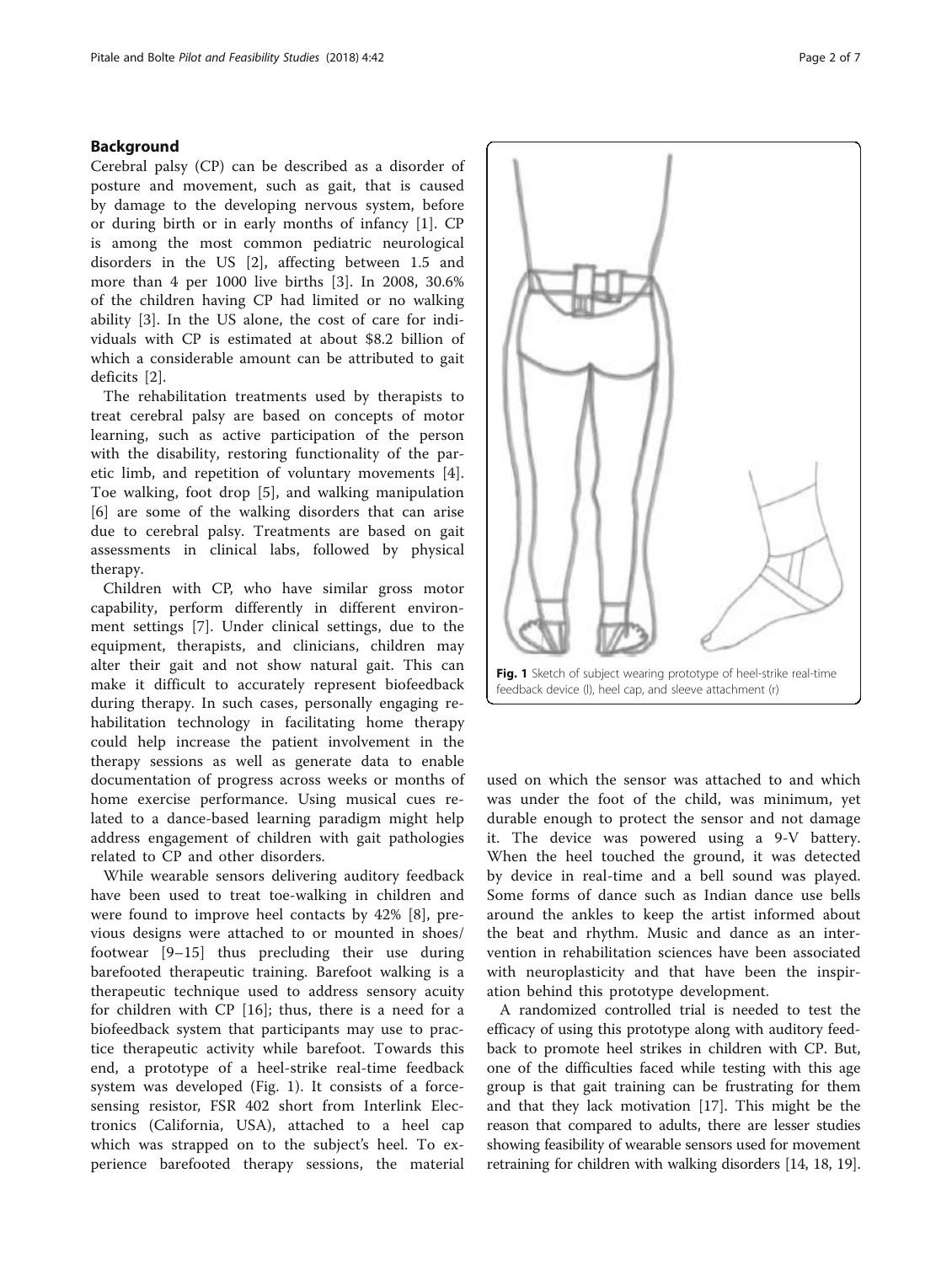## Background

Cerebral palsy (CP) can be described as a disorder of posture and movement, such as gait, that is caused by damage to the developing nervous system, before or during birth or in early months of infancy [1]. CP is among the most common pediatric neurological disorders in the US [2], affecting between 1.5 and more than 4 per 1000 live births [3]. In 2008, 30.6% of the children having CP had limited or no walking ability [3]. In the US alone, the cost of care for individuals with CP is estimated at about \$8.2 billion of which a considerable amount can be attributed to gait deficits [2].

The rehabilitation treatments used by therapists to treat cerebral palsy are based on concepts of motor learning, such as active participation of the person with the disability, restoring functionality of the paretic limb, and repetition of voluntary movements [4]. Toe walking, foot drop [5], and walking manipulation [6] are some of the walking disorders that can arise due to cerebral palsy. Treatments are based on gait assessments in clinical labs, followed by physical therapy.

Children with CP, who have similar gross motor capability, perform differently in different environment settings [7]. Under clinical settings, due to the equipment, therapists, and clinicians, children may alter their gait and not show natural gait. This can make it difficult to accurately represent biofeedback during therapy. In such cases, personally engaging rehabilitation technology in facilitating home therapy could help increase the patient involvement in the therapy sessions as well as generate data to enable documentation of progress across weeks or months of home exercise performance. Using musical cues related to a dance-based learning paradigm might help address engagement of children with gait pathologies related to CP and other disorders.

While wearable sensors delivering auditory feedback have been used to treat toe-walking in children and were found to improve heel contacts by 42% [8], previous designs were attached to or mounted in shoes/footwear [9–15] thus precluding their use during barefooted therapeutic training. Barefoot walking is a therapeutic technique used to address sensory acuity for children with CP [16]; thus, there is a need for a biofeedback system that participants may use to practice therapeutic activity while barefoot. Towards this end, a prototype of a heel-strike real-time feedback system was developed (Fig. 1). It consists of a force-sensing resistor, FSR 402 short from Interlink Electronics (California, USA), attached to a heel cap which was strapped on to the subject's heel. To experience barefooted therapy sessions, the material used on which the sensor was attached to and which was under the foot of the child, was minimum, yet durable enough to protect the sensor and not damage it. The device was powered using a 9-V battery. When the heel touched the ground, it was detected by device in real-time and a bell sound was played. Some forms of dance such as Indian dance use bells around the ankles to keep the artist informed about the beat and rhythm. Music and dance as an intervention in rehabilitation sciences have been associated with neuroplasticity and that have been the inspiration behind this prototype development.

**Fig. 1** Sketch of subject wearing prototype of heel-strike real-time feedback device (l), heel cap, and sleeve attachment (r)

A randomized controlled trial is needed to test the efficacy of using this prototype along with auditory feedback to promote heel strikes in children with CP. But, one of the difficulties faced while testing with this age group is that gait training can be frustrating for them and that they lack motivation [17]. This might be the reason that compared to adults, there are lesser studies showing feasibility of wearable sensors used for movement retraining for children with walking disorders [14, 18, 19].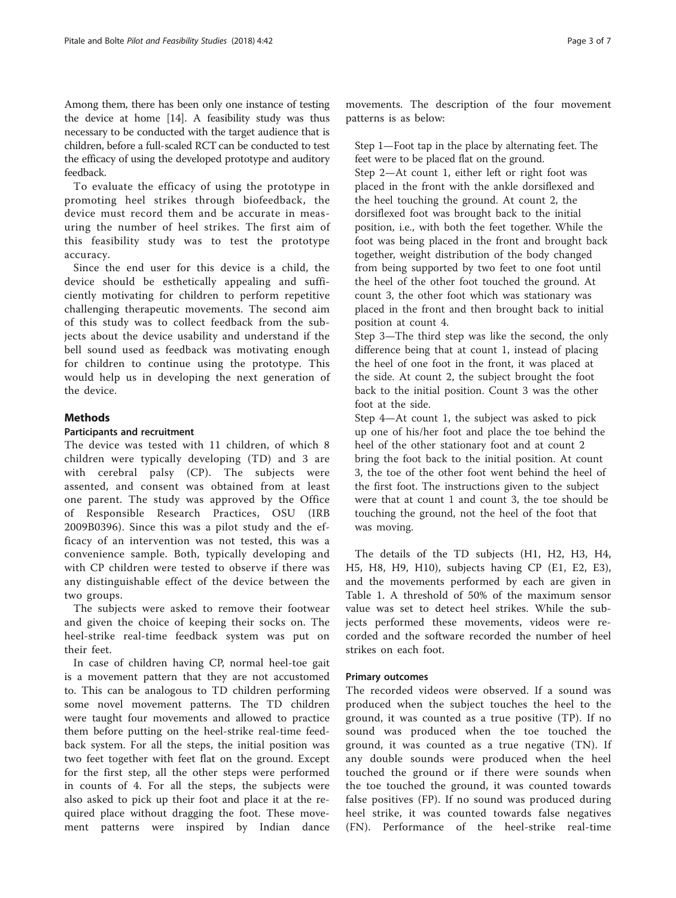Among them, there has been only one instance of testing the device at home [14]. A feasibility study was thus necessary to be conducted with the target audience that is children, before a full-scaled RCT can be conducted to test the efficacy of using the developed prototype and auditory feedback.

To evaluate the efficacy of using the prototype in promoting heel strikes through biofeedback, the device must record them and be accurate in measuring the number of heel strikes. The first aim of this feasibility study was to test the prototype accuracy.

Since the end user for this device is a child, the device should be esthetically appealing and sufficiently motivating for children to perform repetitive challenging therapeutic movements. The second aim of this study was to collect feedback from the subjects about the device usability and understand if the bell sound used as feedback was motivating enough for children to continue using the prototype. This would help us in developing the next generation of the device.

## Methods

### Participants and recruitment

The device was tested with 11 children, of which 8 children were typically developing (TD) and 3 are with cerebral palsy (CP). The subjects were assented, and consent was obtained from at least one parent. The study was approved by the Office of Responsible Research Practices, OSU (IRB 2009B0396). Since this was a pilot study and the efficacy of an intervention was not tested, this was a convenience sample. Both, typically developing and with CP children were tested to observe if there was any distinguishable effect of the device between the two groups.

The subjects were asked to remove their footwear and given the choice of keeping their socks on. The heel-strike real-time feedback system was put on their feet.

In case of children having CP, normal heel-toe gait is a movement pattern that they are not accustomed to. This can be analogous to TD children performing some novel movement patterns. The TD children were taught four movements and allowed to practice them before putting on the heel-strike real-time feedback system. For all the steps, the initial position was two feet together with feet flat on the ground. Except for the first step, all the other steps were performed in counts of 4. For all the steps, the subjects were also asked to pick up their foot and place it at the required place without dragging the foot. These movement patterns were inspired by Indian dance movements. The description of the four movement patterns is as below:

Step 1—Foot tap in the place by alternating feet. The feet were to be placed flat on the ground.
Step 2—At count 1, either left or right foot was placed in the front with the ankle dorsiflexed and the heel touching the ground. At count 2, the dorsiflexed foot was brought back to the initial position, i.e., with both the feet together. While the foot was being placed in the front and brought back together, weight distribution of the body changed from being supported by two feet to one foot until the heel of the other foot touched the ground. At count 3, the other foot which was stationary was placed in the front and then brought back to initial position at count 4.
Step 3—The third step was like the second, the only difference being that at count 1, instead of placing the heel of one foot in the front, it was placed at the side. At count 2, the subject brought the foot back to the initial position. Count 3 was the other foot at the side.
Step 4—At count 1, the subject was asked to pick up one of his/her foot and place the toe behind the heel of the other stationary foot and at count 2 bring the foot back to the initial position. At count 3, the toe of the other foot went behind the heel of the first foot. The instructions given to the subject were that at count 1 and count 3, the toe should be touching the ground, not the heel of the foot that was moving.

The details of the TD subjects (H1, H2, H3, H4, H5, H8, H9, H10), subjects having CP (E1, E2, E3), and the movements performed by each are given in Table 1. A threshold of 50% of the maximum sensor value was set to detect heel strikes. While the subjects performed these movements, videos were recorded and the software recorded the number of heel strikes on each foot.

### Primary outcomes

The recorded videos were observed. If a sound was produced when the subject touches the heel to the ground, it was counted as a true positive (TP). If no sound was produced when the toe touched the ground, it was counted as a true negative (TN). If any double sounds were produced when the heel touched the ground or if there were sounds when the toe touched the ground, it was counted towards false positives (FP). If no sound was produced during heel strike, it was counted towards false negatives (FN). Performance of the heel-strike real-time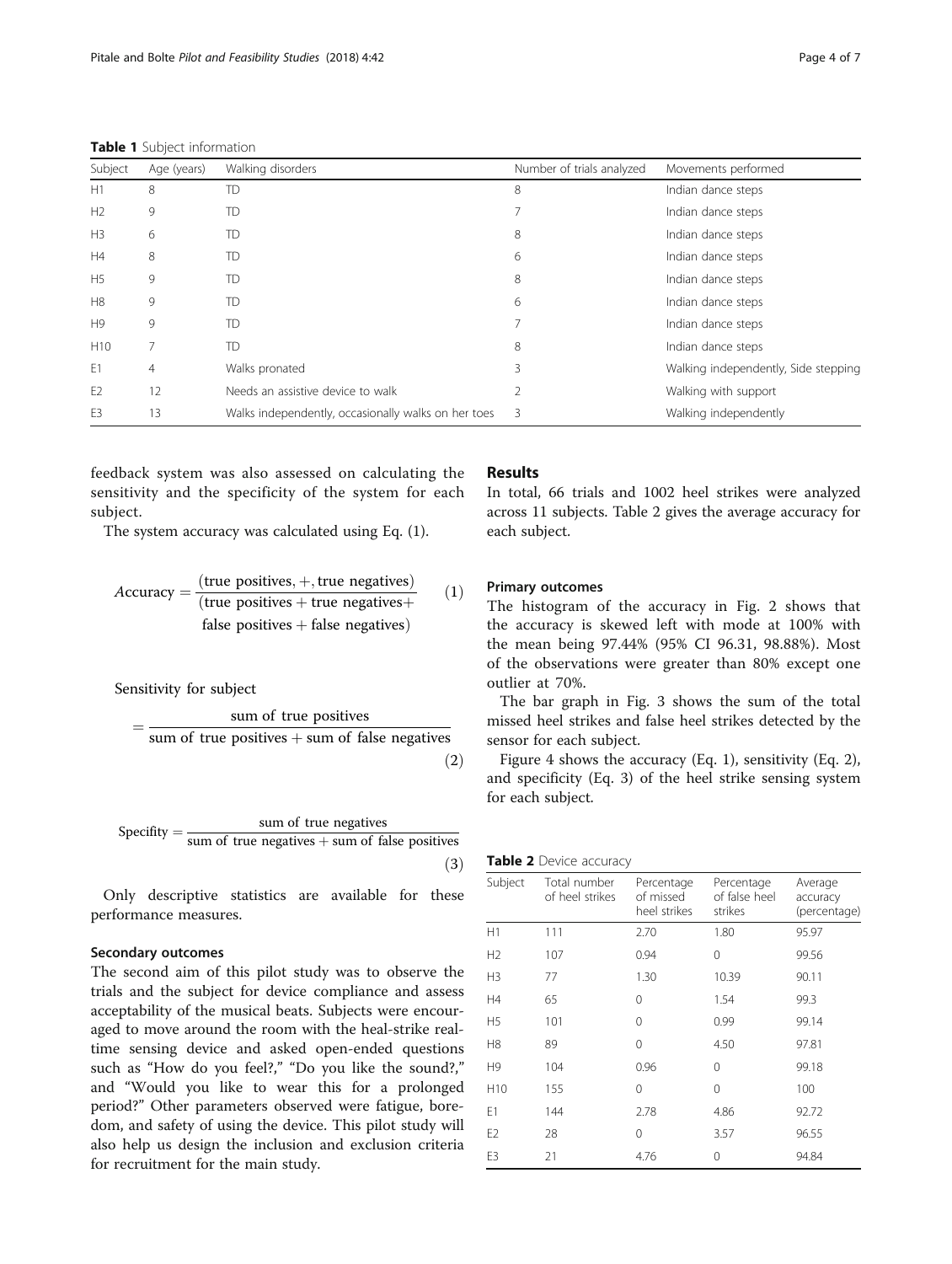**Table 1** Subject information

| Subject | Age (years) | Walking disorders | Number of trials analyzed | Movements performed |
|---|---|---|---|---|
| H1 | 8 | TD | 8 | Indian dance steps |
| H2 | 9 | TD | 7 | Indian dance steps |
| H3 | 6 | TD | 8 | Indian dance steps |
| H4 | 8 | TD | 6 | Indian dance steps |
| H5 | 9 | TD | 8 | Indian dance steps |
| H8 | 9 | TD | 6 | Indian dance steps |
| H9 | 9 | TD | 7 | Indian dance steps |
| H10 | 7 | TD | 8 | Indian dance steps |
| E1 | 4 | Walks pronated | 3 | Walking independently, Side stepping |
| E2 | 12 | Needs an assistive device to walk | 2 | Walking with support |
| E3 | 13 | Walks independently, occasionally walks on her toes | 3 | Walking independently |

feedback system was also assessed on calculating the sensitivity and the specificity of the system for each subject.

The system accuracy was calculated using Eq. (1).

$$Accuracy = \frac{(\text{true positives}, +, \text{true negatives})}{(\text{true positives} + \text{true negatives} + \text{false positives} + \text{false negatives})} \qquad (1)$$

$$\text{Sensitivity for subject} = \frac{\text{sum of true positives}}{\text{sum of true positives} + \text{sum of false negatives}} \qquad (2)$$

$$\text{Specifity} = \frac{\text{sum of true negatives}}{\text{sum of true negatives} + \text{sum of false positives}} \qquad (3)$$

Only descriptive statistics are available for these performance measures.

### Secondary outcomes

The second aim of this pilot study was to observe the trials and the subject for device compliance and assess acceptability of the musical beats. Subjects were encouraged to move around the room with the heal-strike real-time sensing device and asked open-ended questions such as "How do you feel?," "Do you like the sound?," and "Would you like to wear this for a prolonged period?" Other parameters observed were fatigue, boredom, and safety of using the device. This pilot study will also help us design the inclusion and exclusion criteria for recruitment for the main study.

## Results

In total, 66 trials and 1002 heel strikes were analyzed across 11 subjects. Table 2 gives the average accuracy for each subject.

### Primary outcomes

The histogram of the accuracy in Fig. 2 shows that the accuracy is skewed left with mode at 100% with the mean being 97.44% (95% CI 96.31, 98.88%). Most of the observations were greater than 80% except one outlier at 70%.

The bar graph in Fig. 3 shows the sum of the total missed heel strikes and false heel strikes detected by the sensor for each subject.

Figure 4 shows the accuracy (Eq. 1), sensitivity (Eq. 2), and specificity (Eq. 3) of the heel strike sensing system for each subject.

**Table 2** Device accuracy

| Subject | Total number of heel strikes | Percentage of missed heel strikes | Percentage of false heel strikes | Average accuracy (percentage) |
|---|---|---|---|---|
| H1 | 111 | 2.70 | 1.80 | 95.97 |
| H2 | 107 | 0.94 | 0 | 99.56 |
| H3 | 77 | 1.30 | 10.39 | 90.11 |
| H4 | 65 | 0 | 1.54 | 99.3 |
| H5 | 101 | 0 | 0.99 | 99.14 |
| H8 | 89 | 0 | 4.50 | 97.81 |
| H9 | 104 | 0.96 | 0 | 99.18 |
| H10 | 155 | 0 | 0 | 100 |
| E1 | 144 | 2.78 | 4.86 | 92.72 |
| E2 | 28 | 0 | 3.57 | 96.55 |
| E3 | 21 | 4.76 | 0 | 94.84 |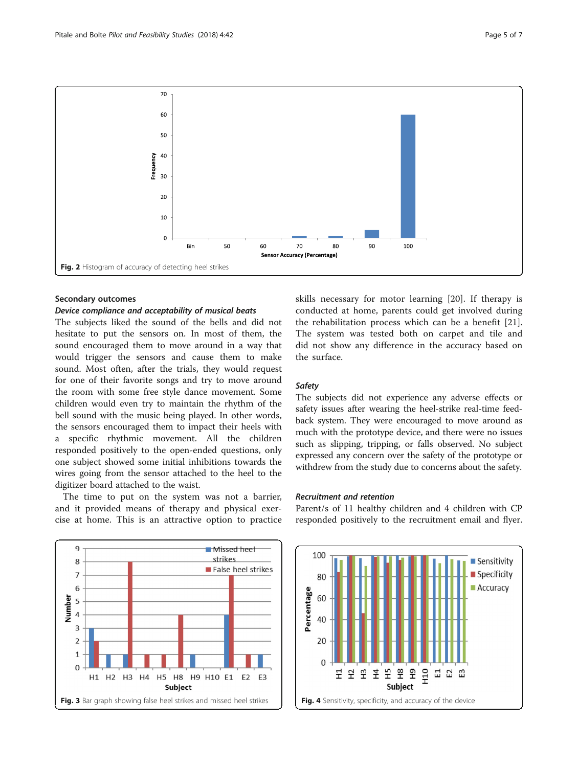Fig. 2 Histogram of accuracy of detecting heel strikes

### Secondary outcomes

#### *Device compliance and acceptability of musical beats*

The subjects liked the sound of the bells and did not hesitate to put the sensors on. In most of them, the sound encouraged them to move around in a way that would trigger the sensors and cause them to make sound. Most often, after the trials, they would request for one of their favorite songs and try to move around the room with some free style dance movement. Some children would even try to maintain the rhythm of the bell sound with the music being played. In other words, the sensors encouraged them to impact their heels with a specific rhythmic movement. All the children responded positively to the open-ended questions, only one subject showed some initial inhibitions towards the wires going from the sensor attached to the heel to the digitizer board attached to the waist.

The time to put on the system was not a barrier, and it provided means of therapy and physical exercise at home. This is an attractive option to practice skills necessary for motor learning [20]. If therapy is conducted at home, parents could get involved during the rehabilitation process which can be a benefit [21]. The system was tested both on carpet and tile and did not show any difference in the accuracy based on the surface.

#### *Safety*

The subjects did not experience any adverse effects or safety issues after wearing the heel-strike real-time feedback system. They were encouraged to move around as much with the prototype device, and there were no issues such as slipping, tripping, or falls observed. No subject expressed any concern over the safety of the prototype or withdrew from the study due to concerns about the safety.

#### *Recruitment and retention*

Parent/s of 11 healthy children and 4 children with CP responded positively to the recruitment email and flyer.

Fig. 3 Bar graph showing false heel strikes and missed heel strikes

Fig. 4 Sensitivity, specificity, and accuracy of the device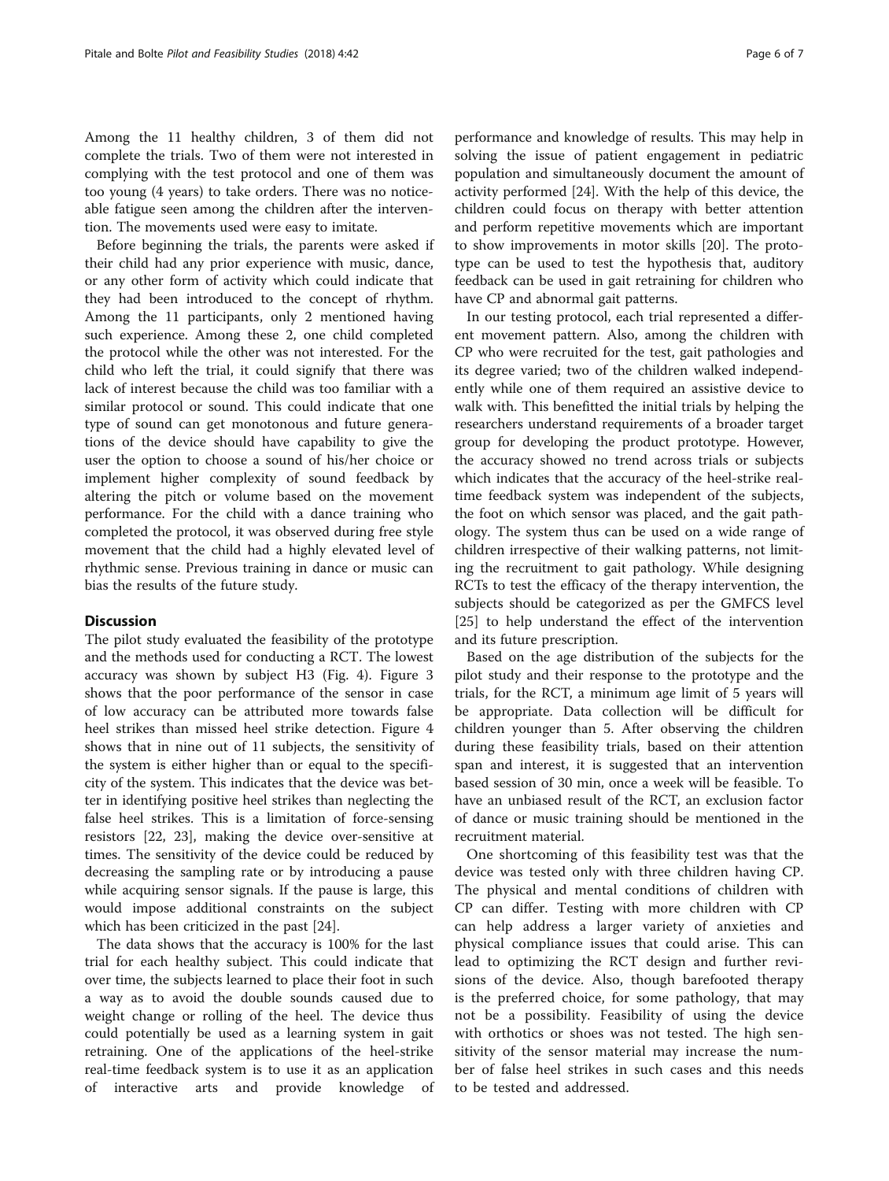Among the 11 healthy children, 3 of them did not complete the trials. Two of them were not interested in complying with the test protocol and one of them was too young (4 years) to take orders. There was no noticeable fatigue seen among the children after the intervention. The movements used were easy to imitate.

Before beginning the trials, the parents were asked if their child had any prior experience with music, dance, or any other form of activity which could indicate that they had been introduced to the concept of rhythm. Among the 11 participants, only 2 mentioned having such experience. Among these 2, one child completed the protocol while the other was not interested. For the child who left the trial, it could signify that there was lack of interest because the child was too familiar with a similar protocol or sound. This could indicate that one type of sound can get monotonous and future generations of the device should have capability to give the user the option to choose a sound of his/her choice or implement higher complexity of sound feedback by altering the pitch or volume based on the movement performance. For the child with a dance training who completed the protocol, it was observed during free style movement that the child had a highly elevated level of rhythmic sense. Previous training in dance or music can bias the results of the future study.

## Discussion

The pilot study evaluated the feasibility of the prototype and the methods used for conducting a RCT. The lowest accuracy was shown by subject H3 (Fig. 4). Figure 3 shows that the poor performance of the sensor in case of low accuracy can be attributed more towards false heel strikes than missed heel strike detection. Figure 4 shows that in nine out of 11 subjects, the sensitivity of the system is either higher than or equal to the specificity of the system. This indicates that the device was better in identifying positive heel strikes than neglecting the false heel strikes. This is a limitation of force-sensing resistors [22, 23], making the device over-sensitive at times. The sensitivity of the device could be reduced by decreasing the sampling rate or by introducing a pause while acquiring sensor signals. If the pause is large, this would impose additional constraints on the subject which has been criticized in the past [24].

The data shows that the accuracy is 100% for the last trial for each healthy subject. This could indicate that over time, the subjects learned to place their foot in such a way as to avoid the double sounds caused due to weight change or rolling of the heel. The device thus could potentially be used as a learning system in gait retraining. One of the applications of the heel-strike real-time feedback system is to use it as an application of interactive arts and provide knowledge of performance and knowledge of results. This may help in solving the issue of patient engagement in pediatric population and simultaneously document the amount of activity performed [24]. With the help of this device, the children could focus on therapy with better attention and perform repetitive movements which are important to show improvements in motor skills [20]. The prototype can be used to test the hypothesis that, auditory feedback can be used in gait retraining for children who have CP and abnormal gait patterns.

In our testing protocol, each trial represented a different movement pattern. Also, among the children with CP who were recruited for the test, gait pathologies and its degree varied; two of the children walked independently while one of them required an assistive device to walk with. This benefitted the initial trials by helping the researchers understand requirements of a broader target group for developing the product prototype. However, the accuracy showed no trend across trials or subjects which indicates that the accuracy of the heel-strike real-time feedback system was independent of the subjects, the foot on which sensor was placed, and the gait pathology. The system thus can be used on a wide range of children irrespective of their walking patterns, not limiting the recruitment to gait pathology. While designing RCTs to test the efficacy of the therapy intervention, the subjects should be categorized as per the GMFCS level [25] to help understand the effect of the intervention and its future prescription.

Based on the age distribution of the subjects for the pilot study and their response to the prototype and the trials, for the RCT, a minimum age limit of 5 years will be appropriate. Data collection will be difficult for children younger than 5. After observing the children during these feasibility trials, based on their attention span and interest, it is suggested that an intervention based session of 30 min, once a week will be feasible. To have an unbiased result of the RCT, an exclusion factor of dance or music training should be mentioned in the recruitment material.

One shortcoming of this feasibility test was that the device was tested only with three children having CP. The physical and mental conditions of children with CP can differ. Testing with more children with CP can help address a larger variety of anxieties and physical compliance issues that could arise. This can lead to optimizing the RCT design and further revisions of the device. Also, though barefooted therapy is the preferred choice, for some pathology, that may not be a possibility. Feasibility of using the device with orthotics or shoes was not tested. The high sensitivity of the sensor material may increase the number of false heel strikes in such cases and this needs to be tested and addressed.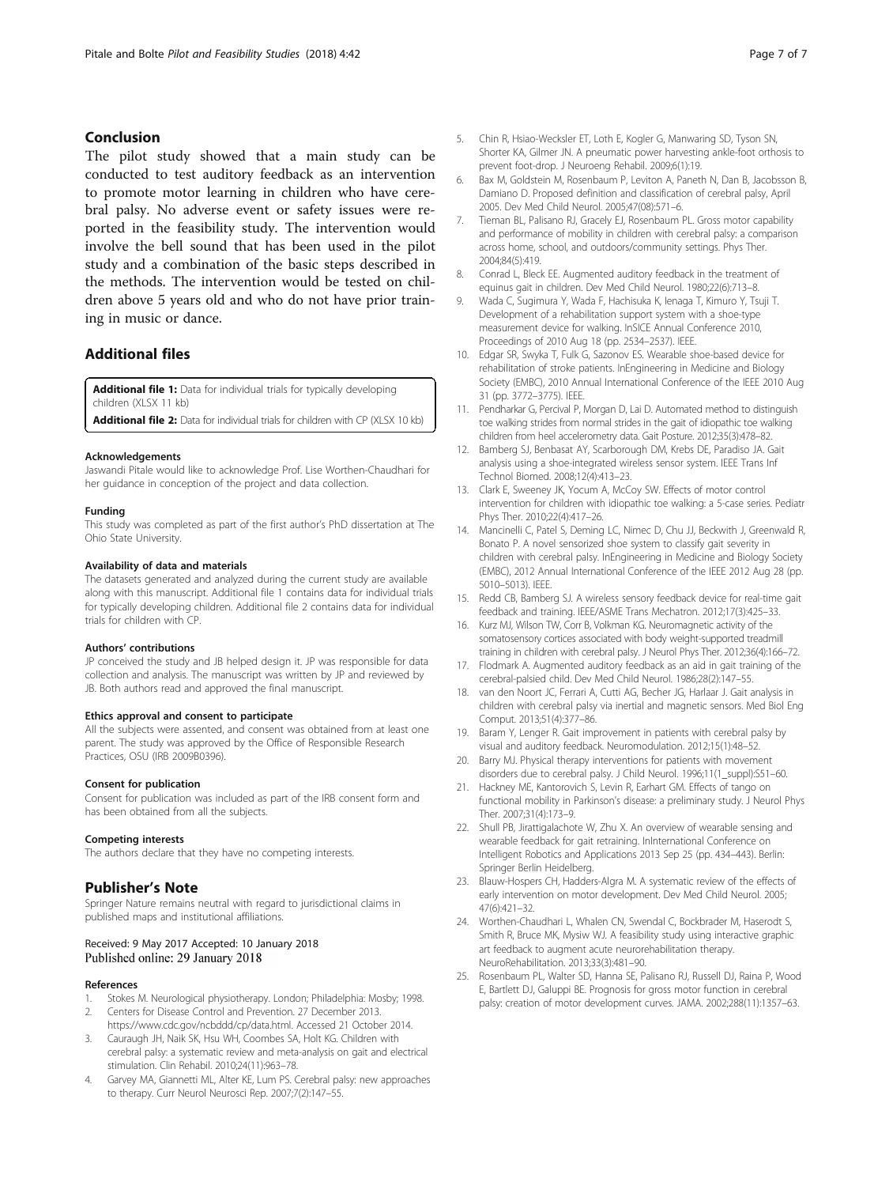## Conclusion

The pilot study showed that a main study can be conducted to test auditory feedback as an intervention to promote motor learning in children who have cerebral palsy. No adverse event or safety issues were reported in the feasibility study. The intervention would involve the bell sound that has been used in the pilot study and a combination of the basic steps described in the methods. The intervention would be tested on children above 5 years old and who do not have prior training in music or dance.

## Additional files

**Additional file 1:** Data for individual trials for typically developing children (XLSX 11 kb)

**Additional file 2:** Data for individual trials for children with CP (XLSX 10 kb)

#### Acknowledgements

Jaswandi Pitale would like to acknowledge Prof. Lise Worthen-Chaudhari for her guidance in conception of the project and data collection.

#### Funding

This study was completed as part of the first author's PhD dissertation at The Ohio State University.

#### Availability of data and materials

The datasets generated and analyzed during the current study are available along with this manuscript. Additional file 1 contains data for individual trials for typically developing children. Additional file 2 contains data for individual trials for children with CP.

#### Authors' contributions

JP conceived the study and JB helped design it. JP was responsible for data collection and analysis. The manuscript was written by JP and reviewed by JB. Both authors read and approved the final manuscript.

#### Ethics approval and consent to participate

All the subjects were assented, and consent was obtained from at least one parent. The study was approved by the Office of Responsible Research Practices, OSU (IRB 2009B0396).

#### Consent for publication

Consent for publication was included as part of the IRB consent form and has been obtained from all the subjects.

#### Competing interests

The authors declare that they have no competing interests.

## Publisher's Note

Springer Nature remains neutral with regard to jurisdictional claims in published maps and institutional affiliations.

Received: 9 May 2017 Accepted: 10 January 2018
Published online: 29 January 2018

#### References

1. Stokes M. Neurological physiotherapy. London; Philadelphia: Mosby; 1998.
2. Centers for Disease Control and Prevention. 27 December 2013. https://www.cdc.gov/ncbddd/cp/data.html. Accessed 21 October 2014.
3. Cauraugh JH, Naik SK, Hsu WH, Coombes SA, Holt KG. Children with cerebral palsy: a systematic review and meta-analysis on gait and electrical stimulation. Clin Rehabil. 2010;24(11):963–78.
4. Garvey MA, Giannetti ML, Alter KE, Lum PS. Cerebral palsy: new approaches to therapy. Curr Neurol Neurosci Rep. 2007;7(2):147–55.
5. Chin R, Hsiao-Wecksler ET, Loth E, Kogler G, Manwaring SD, Tyson SN, Shorter KA, Gilmer JN. A pneumatic power harvesting ankle-foot orthosis to prevent foot-drop. J Neuroeng Rehabil. 2009;6(1):19.
6. Bax M, Goldstein M, Rosenbaum P, Leviton A, Paneth N, Dan B, Jacobsson B, Damiano D. Proposed definition and classification of cerebral palsy, April 2005. Dev Med Child Neurol. 2005;47(08):571–6.
7. Tieman BL, Palisano RJ, Gracely EJ, Rosenbaum PL. Gross motor capability and performance of mobility in children with cerebral palsy: a comparison across home, school, and outdoors/community settings. Phys Ther. 2004;84(5):419.
8. Conrad L, Bleck EE. Augmented auditory feedback in the treatment of equinus gait in children. Dev Med Child Neurol. 1980;22(6):713–8.
9. Wada C, Sugimura Y, Wada F, Hachisuka K, Ienaga T, Kimuro Y, Tsuji T. Development of a rehabilitation support system with a shoe-type measurement device for walking. InSICE Annual Conference 2010, Proceedings of 2010 Aug 18 (pp. 2534–2537). IEEE.
10. Edgar SR, Swyka T, Fulk G, Sazonov ES. Wearable shoe-based device for rehabilitation of stroke patients. InEngineering in Medicine and Biology Society (EMBC), 2010 Annual International Conference of the IEEE 2010 Aug 31 (pp. 3772–3775). IEEE.
11. Pendharkar G, Percival P, Morgan D, Lai D. Automated method to distinguish toe walking strides from normal strides in the gait of idiopathic toe walking children from heel accelerometry data. Gait Posture. 2012;35(3):478–82.
12. Bamberg SJ, Benbasat AY, Scarborough DM, Krebs DE, Paradiso JA. Gait analysis using a shoe-integrated wireless sensor system. IEEE Trans Inf Technol Biomed. 2008;12(4):413–23.
13. Clark E, Sweeney JK, Yocum A, McCoy SW. Effects of motor control intervention for children with idiopathic toe walking: a 5-case series. Pediatr Phys Ther. 2010;22(4):417–26.
14. Mancinelli C, Patel S, Deming LC, Nimec D, Chu JJ, Beckwith J, Greenwald R, Bonato P. A novel sensorized shoe system to classify gait severity in children with cerebral palsy. InEngineering in Medicine and Biology Society (EMBC), 2012 Annual International Conference of the IEEE 2012 Aug 28 (pp. 5010–5013). IEEE.
15. Redd CB, Bamberg SJ. A wireless sensory feedback device for real-time gait feedback and training. IEEE/ASME Trans Mechatron. 2012;17(3):425–33.
16. Kurz MJ, Wilson TW, Corr B, Volkman KG. Neuromagnetic activity of the somatosensory cortices associated with body weight-supported treadmill training in children with cerebral palsy. J Neurol Phys Ther. 2012;36(4):166–72.
17. Flodmark A. Augmented auditory feedback as an aid in gait training of the cerebral-palsied child. Dev Med Child Neurol. 1986;28(2):147–55.
18. van den Noort JC, Ferrari A, Cutti AG, Becher JG, Harlaar J. Gait analysis in children with cerebral palsy via inertial and magnetic sensors. Med Biol Eng Comput. 2013;51(4):377–86.
19. Baram Y, Lenger R. Gait improvement in patients with cerebral palsy by visual and auditory feedback. Neuromodulation. 2012;15(1):48–52.
20. Barry MJ. Physical therapy interventions for patients with movement disorders due to cerebral palsy. J Child Neurol. 1996;11(1_suppl):S51–60.
21. Hackney ME, Kantorovich S, Levin R, Earhart GM. Effects of tango on functional mobility in Parkinson's disease: a preliminary study. J Neurol Phys Ther. 2007;31(4):173–9.
22. Shull PB, Jirattigalachote W, Zhu X. An overview of wearable sensing and wearable feedback for gait retraining. InInternational Conference on Intelligent Robotics and Applications 2013 Sep 25 (pp. 434–443). Berlin: Springer Berlin Heidelberg.
23. Blauw-Hospers CH, Hadders-Algra M. A systematic review of the effects of early intervention on motor development. Dev Med Child Neurol. 2005;47(6):421–32.
24. Worthen-Chaudhari L, Whalen CN, Swendal C, Bockbrader M, Haserodt S, Smith R, Bruce MK, Mysiw WJ. A feasibility study using interactive graphic art feedback to augment acute neurorehabilitation therapy. NeuroRehabilitation. 2013;33(3):481–90.
25. Rosenbaum PL, Walter SD, Hanna SE, Palisano RJ, Russell DJ, Raina P, Wood E, Bartlett DJ, Galuppi BE. Prognosis for gross motor function in cerebral palsy: creation of motor development curves. JAMA. 2002;288(11):1357–63.